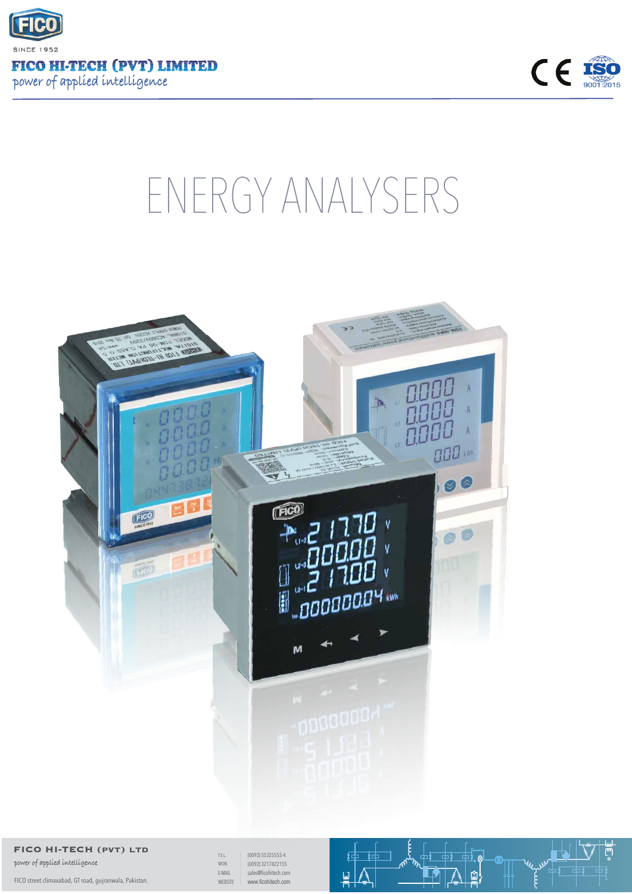FICO

SINCE 1952

**FICO HI-TECH (PVT) LIMITED**

*power of applied intelligence*

CE ISO 9001:2015

# ENERGY ANALYSERS

**FICO HI-TECH (PVT) LTD**

*power of applied intelligence*

FICO street climaxabad, GT road, gujranwala, Pakistan.

TEL. (0092) 55325553-4

MOB. (0092) 3217422155

E-MAIL sales@ficohitech.com

WEBSITE www.ficohitech.com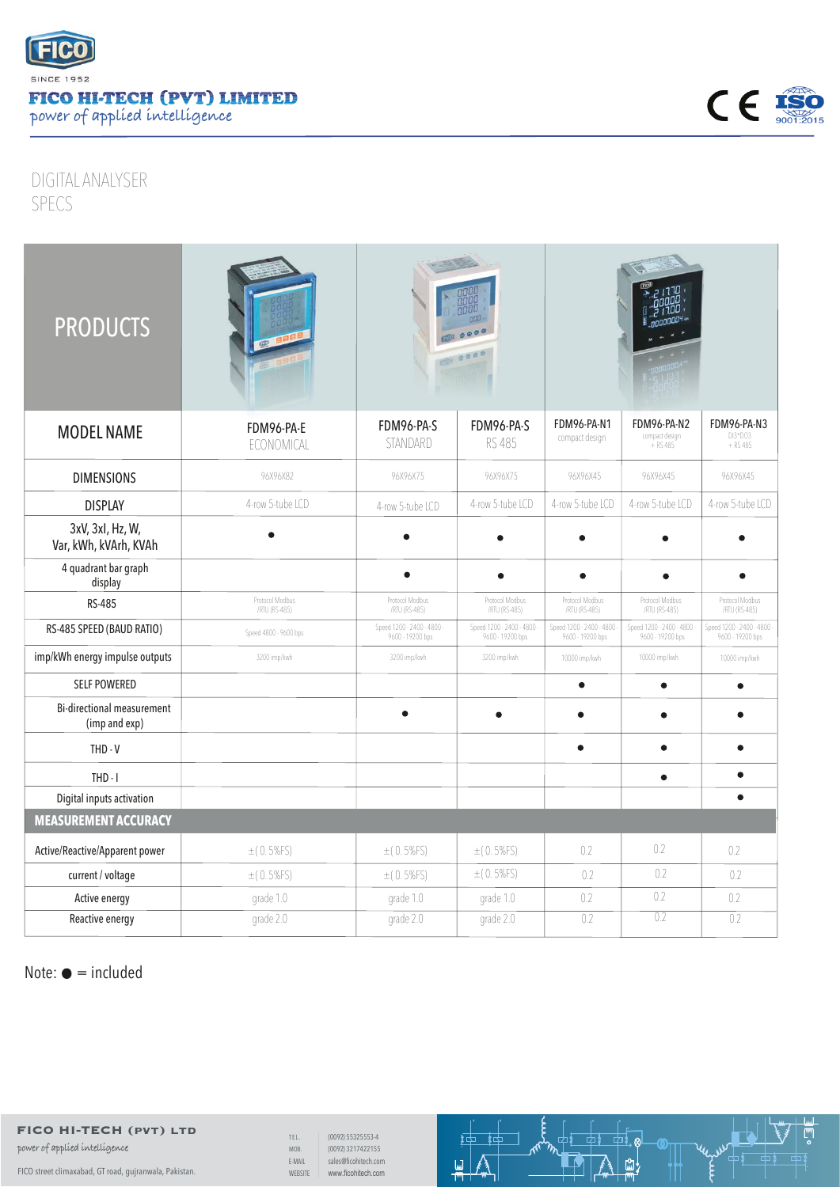FICO

SINCE 1952

**FICO HI-TECH (PVT) LIMITED**

*power of applied intelligence*

CE ISO 9001:2015

# DIGITAL ANALYSER SPECS

| PRODUCTS | | | | | | |
|---|---|---|---|---|---|---|
| MODEL NAME | FDM96-PA-E ECONOMICAL | FDM96-PA-S STANDARD | FDM96-PA-S RS 485 | FDM96-PA-N1 compact design | FDM96-PA-N2 compact design + RS-485 | FDM96-PA-N3 DI3+DO3 + RS 485 |
| DIMENSIONS | 96X96X82 | 96X96X75 | 96X96X75 | 96X96X45 | 96X96X45 | 96X96X45 |
| DISPLAY | 4-row 5-tube LCD | 4-row 5-tube LCD | 4-row 5-tube LCD | 4-row 5-tube LCD | 4-row 5-tube LCD | 4-row 5-tube LCD |
| 3xV, 3xI, Hz, W, Var, kWh, kVArh, KVAh | ● | ● | ● | ● | ● | ● |
| 4 quadrant bar graph display | | ● | ● | ● | ● | ● |
| RS-485 | Protocol Modbus /RTU (RS-485) | Protocol Modbus /RTU (RS-485) | Protocol Modbus /RTU (RS-485) | Protocol Modbus /RTU (RS-485) | Protocol Modbus /RTU (RS-485) | Protocol Modbus /RTU (RS-485) |
| RS-485 SPEED (BAUD RATIO) | Speed 4800 - 9600 bps | Speed 1200 - 2400 - 4800 - 9600 - 19200 bps | Speed 1200 - 2400 - 4800 - 9600 - 19200 bps | Speed 1200 - 2400 - 4800 - 9600 - 19200 bps | Speed 1200 - 2400 - 4800 - 9600 - 19200 bps | Speed 1200 - 2400 - 4800 - 9600 - 19200 bps |
| imp/kWh energy impulse outputs | 3200 imp/kwh | 3200 imp/kwh | 3200 imp/kwh | 10000 imp/kwh | 10000 imp/kwh | 10000 imp/kwh |
| SELF POWERED | | | | ● | ● | ● |
| Bi-directional measurement (imp and exp) | | ● | ● | ● | ● | ● |
| THD - V | | | | ● | ● | ● |
| THD - I | | | | | ● | ● |
| Digital inputs activation | | | | | | ● |
| **MEASUREMENT ACCURACY** | | | | | | |
| Active/Reactive/Apparent power | ±( 0.5%FS) | ±( 0.5%FS) | ±( 0.5%FS) | 0.2 | 0.2 | 0.2 |
| current / voltage | ±( 0.5%FS) | ±( 0.5%FS) | ±( 0.5%FS) | 0.2 | 0.2 | 0.2 |
| Active energy | grade 1.0 | grade 1.0 | grade 1.0 | 0.2 | 0.2 | 0.2 |
| Reactive energy | grade 2.0 | grade 2.0 | grade 2.0 | 0.2 | 0.2 | 0.2 |

Note: ● = included

**FICO HI-TECH (PVT) LTD**

*power of applied intelligence*

FICO street climaxabad, GT road, gujranwala, Pakistan.

TEL. (0092) 55325553-4
MOB. (0092) 3217422155
E-MAIL sales@ficohitech.com
WEBSITE www.ficohitech.com